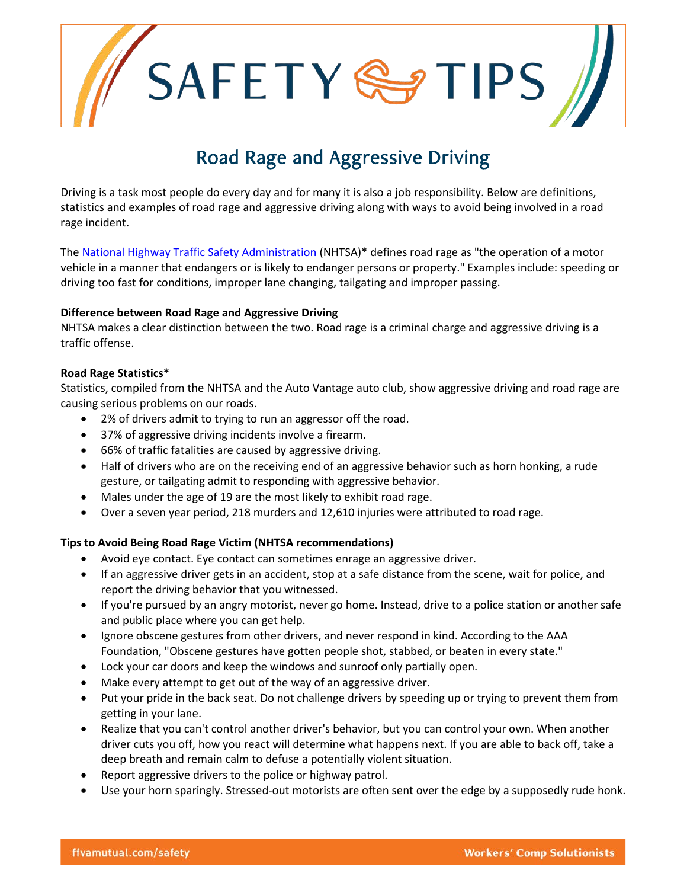# SAFETY TIPS

## Road Rage and Aggressive Driving

Driving is a task most people do every day and for many it is also a job responsibility. Below are definitions, statistics and examples of road rage and aggressive driving along with ways to avoid being involved in a road rage incident.

The [National Highway Traffic Safety Administration]() (NHTSA)* defines road rage as "the operation of a motor vehicle in a manner that endangers or is likely to endanger persons or property." Examples include: speeding or driving too fast for conditions, improper lane changing, tailgating and improper passing.

**Difference between Road Rage and Aggressive Driving**

NHTSA makes a clear distinction between the two. Road rage is a criminal charge and aggressive driving is a traffic offense.

**Road Rage Statistics***

Statistics, compiled from the NHTSA and the Auto Vantage auto club, show aggressive driving and road rage are causing serious problems on our roads.

- 2% of drivers admit to trying to run an aggressor off the road.
- 37% of aggressive driving incidents involve a firearm.
- 66% of traffic fatalities are caused by aggressive driving.
- Half of drivers who are on the receiving end of an aggressive behavior such as horn honking, a rude gesture, or tailgating admit to responding with aggressive behavior.
- Males under the age of 19 are the most likely to exhibit road rage.
- Over a seven year period, 218 murders and 12,610 injuries were attributed to road rage.

**Tips to Avoid Being Road Rage Victim (NHTSA recommendations)**

- Avoid eye contact. Eye contact can sometimes enrage an aggressive driver.
- If an aggressive driver gets in an accident, stop at a safe distance from the scene, wait for police, and report the driving behavior that you witnessed.
- If you're pursued by an angry motorist, never go home. Instead, drive to a police station or another safe and public place where you can get help.
- Ignore obscene gestures from other drivers, and never respond in kind. According to the AAA Foundation, "Obscene gestures have gotten people shot, stabbed, or beaten in every state."
- Lock your car doors and keep the windows and sunroof only partially open.
- Make every attempt to get out of the way of an aggressive driver.
- Put your pride in the back seat. Do not challenge drivers by speeding up or trying to prevent them from getting in your lane.
- Realize that you can't control another driver's behavior, but you can control your own. When another driver cuts you off, how you react will determine what happens next. If you are able to back off, take a deep breath and remain calm to defuse a potentially violent situation.
- Report aggressive drivers to the police or highway patrol.
- Use your horn sparingly. Stressed-out motorists are often sent over the edge by a supposedly rude honk.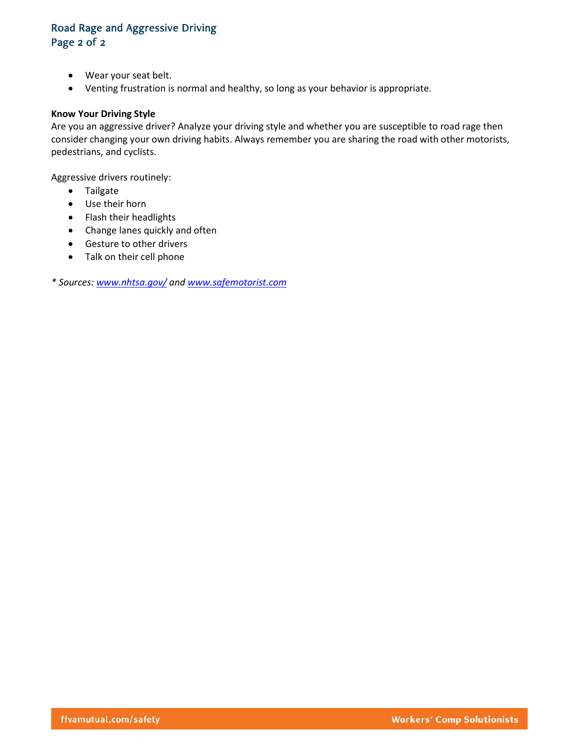- Wear your seat belt.
- Venting frustration is normal and healthy, so long as your behavior is appropriate.

**Know Your Driving Style**

Are you an aggressive driver? Analyze your driving style and whether you are susceptible to road rage then consider changing your own driving habits. Always remember you are sharing the road with other motorists, pedestrians, and cyclists.

Aggressive drivers routinely:

- Tailgate
- Use their horn
- Flash their headlights
- Change lanes quickly and often
- Gesture to other drivers
- Talk on their cell phone

*\* Sources: www.nhtsa.gov/ and www.safemotorist.com*